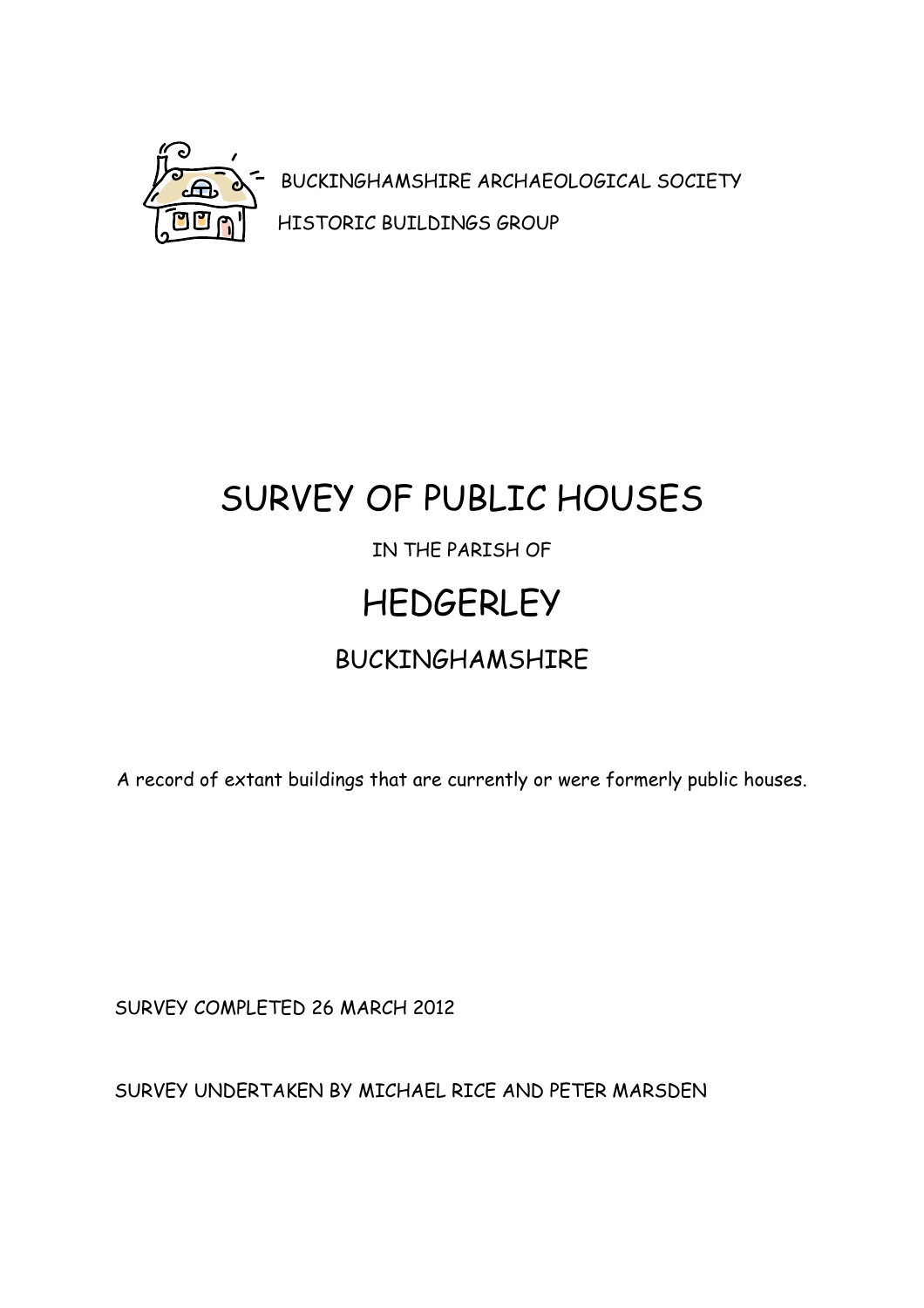BUCKINGHAMSHIRE ARCHAEOLOGICAL SOCIETY

HISTORIC BUILDINGS GROUP

# SURVEY OF PUBLIC HOUSES

IN THE PARISH OF

# HEDGERLEY

## BUCKINGHAMSHIRE

A record of extant buildings that are currently or were formerly public houses.

SURVEY COMPLETED 26 MARCH 2012

SURVEY UNDERTAKEN BY MICHAEL RICE AND PETER MARSDEN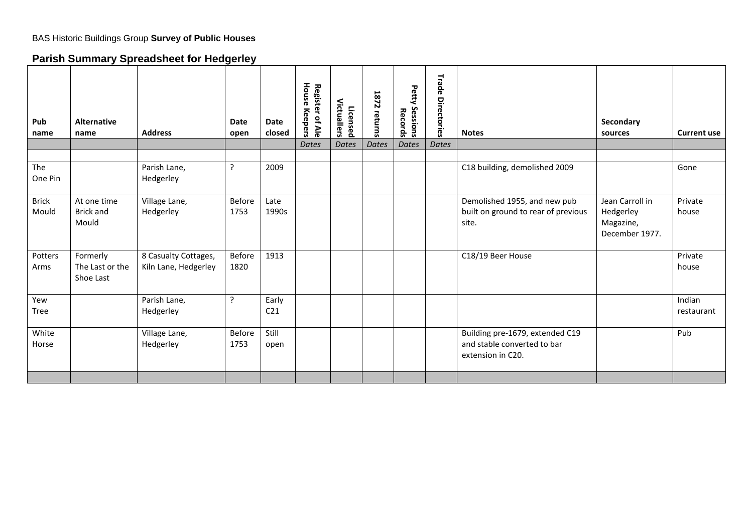BAS Historic Buildings Group **Survey of Public Houses**

## Parish Summary Spreadsheet for Hedgerley

| Pub name | Alternative name | Address | Date open | Date closed | Register of Ale House Keepers | Licensed Victuallers | 1872 returns | Petty Sessions Records | Trade Directories | Notes | Secondary sources | Current use |
|---|---|---|---|---|---|---|---|---|---|---|---|---|
| | | | | | *Dates* | *Dates* | *Dates* | *Dates* | *Dates* | | | |
| | | | | | | | | | | | | |
| The One Pin | | Parish Lane, Hedgerley | ? | 2009 | | | | | | C18 building, demolished 2009 | | Gone |
| Brick Mould | At one time Brick and Mould | Village Lane, Hedgerley | Before 1753 | Late 1990s | | | | | | Demolished 1955, and new pub built on ground to rear of previous site. | Jean Carroll in Hedgerley Magazine, December 1977. | Private house |
| Potters Arms | Formerly The Last or the Shoe Last | 8 Casualty Cottages, Kiln Lane, Hedgerley | Before 1820 | 1913 | | | | | | C18/19 Beer House | | Private house |
| Yew Tree | | Parish Lane, Hedgerley | ? | Early C21 | | | | | | | | Indian restaurant |
| White Horse | | Village Lane, Hedgerley | Before 1753 | Still open | | | | | | Building pre-1679, extended C19 and stable converted to bar extension in C20. | | Pub |
| | | | | | | | | | | | | |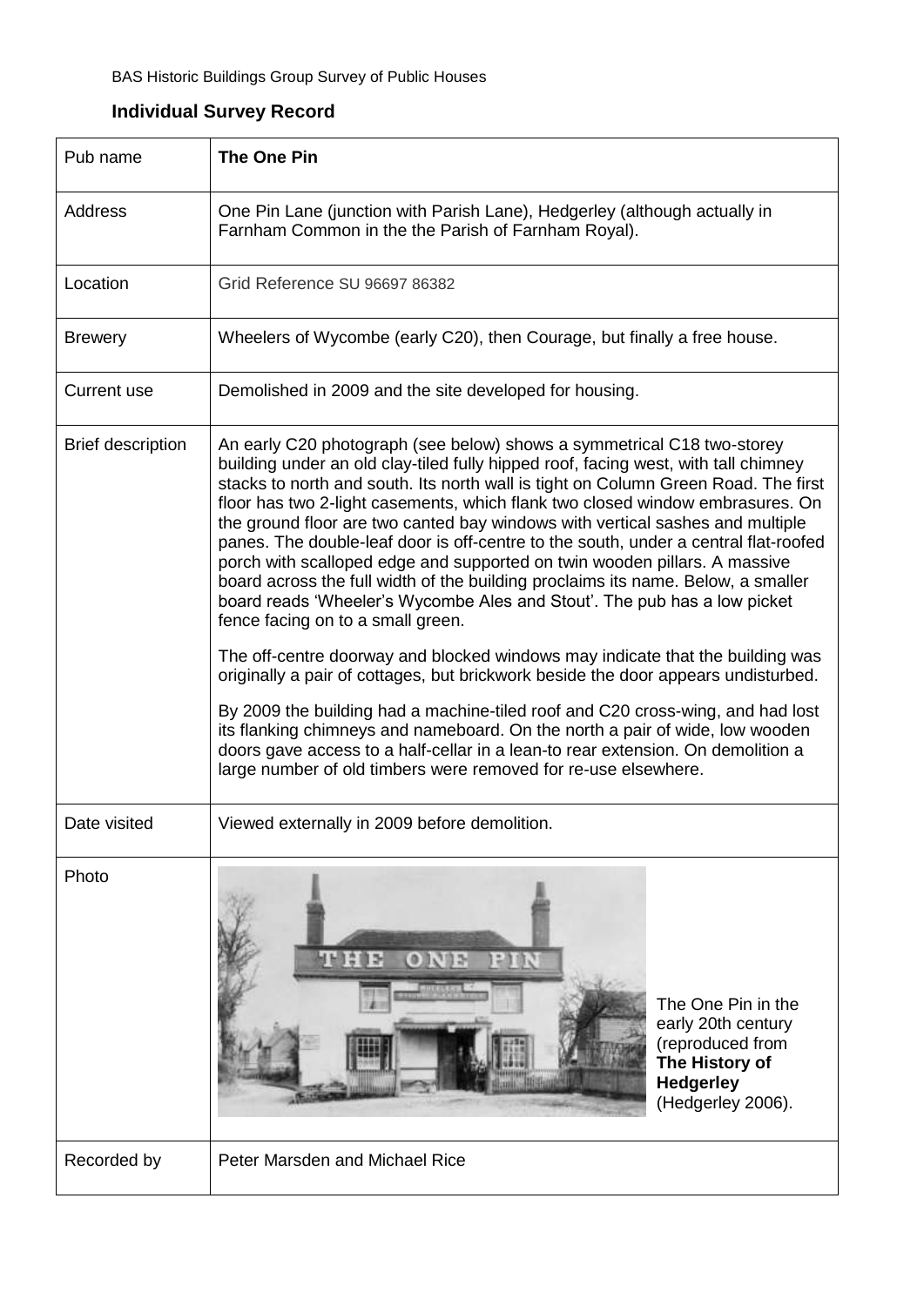BAS Historic Buildings Group Survey of Public Houses

## Individual Survey Record

| | |
|---|---|
| Pub name | **The One Pin** |
| Address | One Pin Lane (junction with Parish Lane), Hedgerley (although actually in Farnham Common in the the Parish of Farnham Royal). |
| Location | Grid Reference SU 96697 86382 |
| Brewery | Wheelers of Wycombe (early C20), then Courage, but finally a free house. |
| Current use | Demolished in 2009 and the site developed for housing. |
| Brief description | An early C20 photograph (see below) shows a symmetrical C18 two-storey building under an old clay-tiled fully hipped roof, facing west, with tall chimney stacks to north and south. Its north wall is tight on Column Green Road. The first floor has two 2-light casements, which flank two closed window embrasures. On the ground floor are two canted bay windows with vertical sashes and multiple panes. The double-leaf door is off-centre to the south, under a central flat-roofed porch with scalloped edge and supported on twin wooden pillars. A massive board across the full width of the building proclaims its name. Below, a smaller board reads 'Wheeler's Wycombe Ales and Stout'. The pub has a low picket fence facing on to a small green.<br><br>The off-centre doorway and blocked windows may indicate that the building was originally a pair of cottages, but brickwork beside the door appears undisturbed.<br><br>By 2009 the building had a machine-tiled roof and C20 cross-wing, and had lost its flanking chimneys and nameboard. On the north a pair of wide, low wooden doors gave access to a half-cellar in a lean-to rear extension. On demolition a large number of old timbers were removed for re-use elsewhere. |
| Date visited | Viewed externally in 2009 before demolition. |
| Photo | The One Pin in the early 20th century (reproduced from **The History of Hedgerley** (Hedgerley 2006). |
| Recorded by | Peter Marsden and Michael Rice |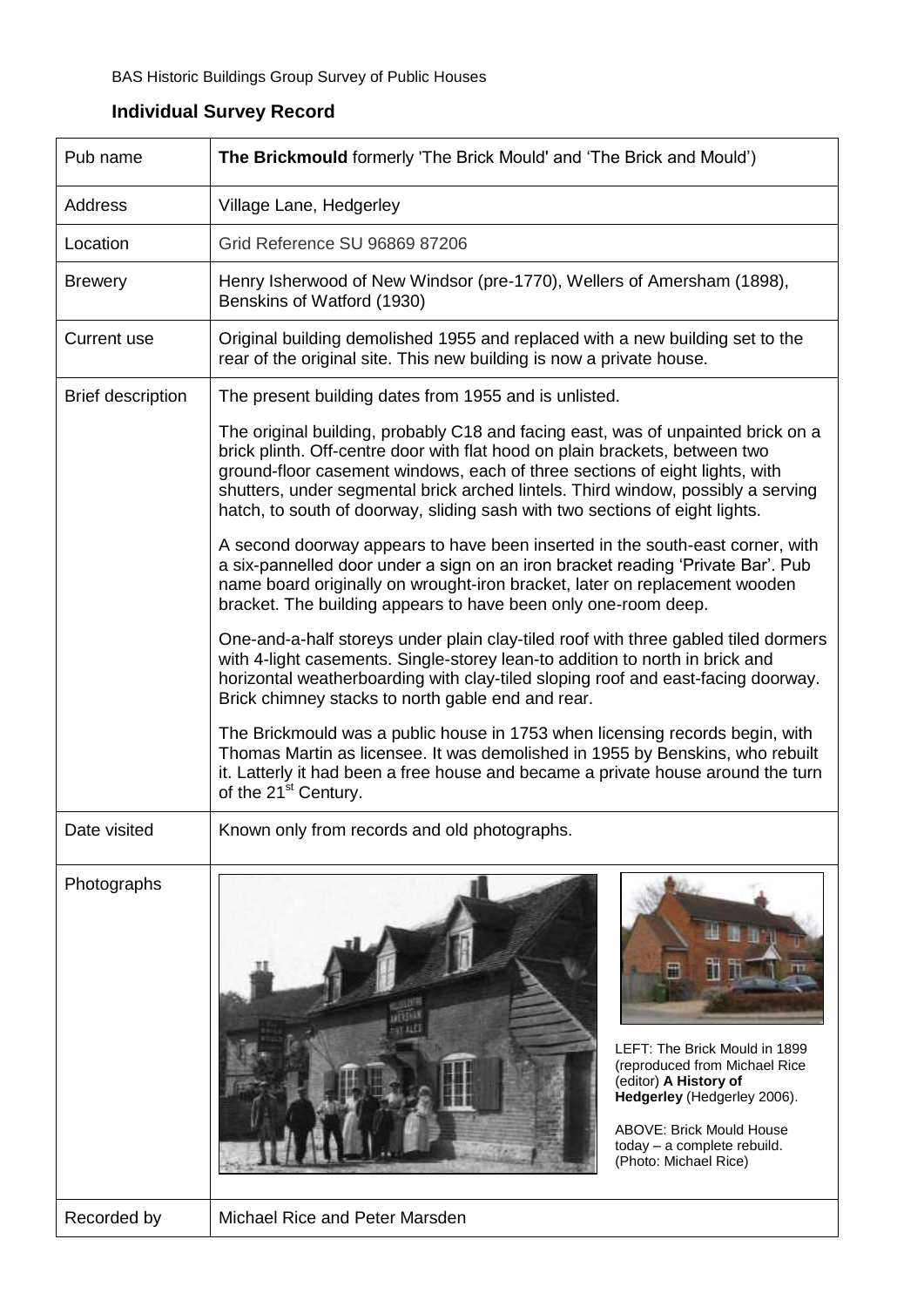BAS Historic Buildings Group Survey of Public Houses

## Individual Survey Record

| Pub name | **The Brickmould** formerly 'The Brick Mould' and 'The Brick and Mould') |
|---|---|
| Address | Village Lane, Hedgerley |
| Location | Grid Reference SU 96869 87206 |
| Brewery | Henry Isherwood of New Windsor (pre-1770), Wellers of Amersham (1898), Benskins of Watford (1930) |
| Current use | Original building demolished 1955 and replaced with a new building set to the rear of the original site. This new building is now a private house. |
| Brief description | The present building dates from 1955 and is unlisted.<br><br>The original building, probably C18 and facing east, was of unpainted brick on a brick plinth. Off-centre door with flat hood on plain brackets, between two ground-floor casement windows, each of three sections of eight lights, with shutters, under segmental brick arched lintels. Third window, possibly a serving hatch, to south of doorway, sliding sash with two sections of eight lights.<br><br>A second doorway appears to have been inserted in the south-east corner, with a six-pannelled door under a sign on an iron bracket reading 'Private Bar'. Pub name board originally on wrought-iron bracket, later on replacement wooden bracket. The building appears to have been only one-room deep.<br><br>One-and-a-half storeys under plain clay-tiled roof with three gabled tiled dormers with 4-light casements. Single-storey lean-to addition to north in brick and horizontal weatherboarding with clay-tiled sloping roof and east-facing doorway. Brick chimney stacks to north gable end and rear.<br><br>The Brickmould was a public house in 1753 when licensing records begin, with Thomas Martin as licensee. It was demolished in 1955 by Benskins, who rebuilt it. Latterly it had been a free house and became a private house around the turn of the 21st Century. |
| Date visited | Known only from records and old photographs. |
| Photographs | LEFT: The Brick Mould in 1899 (reproduced from Michael Rice (editor) **A History of Hedgerley** (Hedgerley 2006).<br><br>ABOVE: Brick Mould House today – a complete rebuild. (Photo: Michael Rice) |
| Recorded by | Michael Rice and Peter Marsden |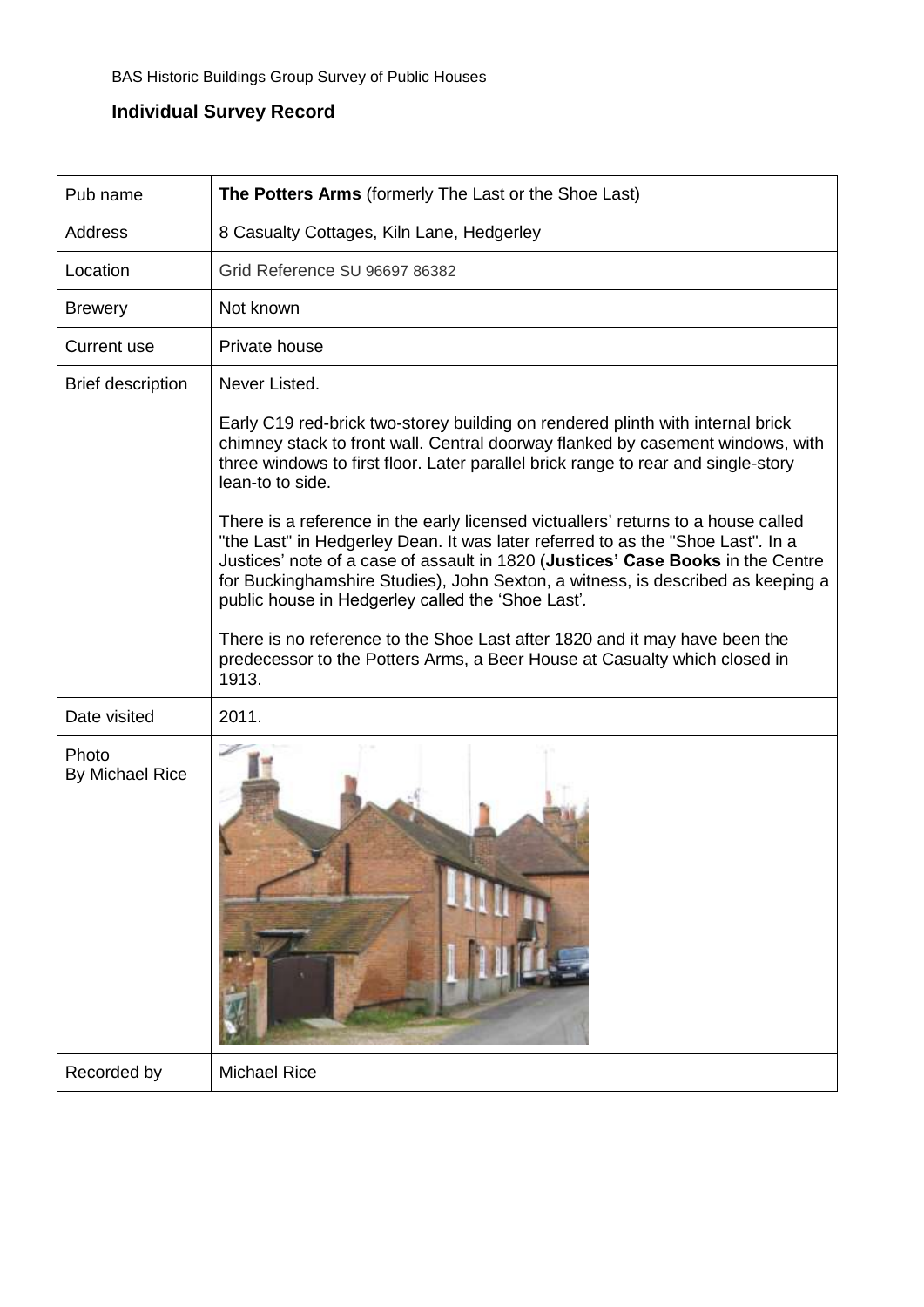BAS Historic Buildings Group Survey of Public Houses

## Individual Survey Record

| Pub name | **The Potters Arms** (formerly The Last or the Shoe Last) |
|---|---|
| Address | 8 Casualty Cottages, Kiln Lane, Hedgerley |
| Location | Grid Reference SU 96697 86382 |
| Brewery | Not known |
| Current use | Private house |
| Brief description | Never Listed.<br><br>Early C19 red-brick two-storey building on rendered plinth with internal brick chimney stack to front wall. Central doorway flanked by casement windows, with three windows to first floor. Later parallel brick range to rear and single-story lean-to to side.<br><br>There is a reference in the early licensed victuallers' returns to a house called "the Last" in Hedgerley Dean. It was later referred to as the "Shoe Last". In a Justices' note of a case of assault in 1820 (**Justices' Case Books** in the Centre for Buckinghamshire Studies), John Sexton, a witness, is described as keeping a public house in Hedgerley called the 'Shoe Last'.<br><br>There is no reference to the Shoe Last after 1820 and it may have been the predecessor to the Potters Arms, a Beer House at Casualty which closed in 1913. |
| Date visited | 2011. |
| Photo By Michael Rice | |
| Recorded by | Michael Rice |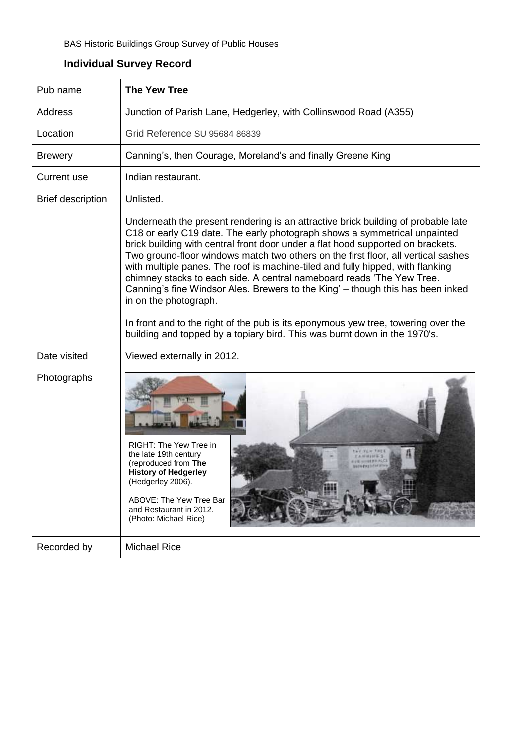BAS Historic Buildings Group Survey of Public Houses

## Individual Survey Record

| Pub name | **The Yew Tree** |
|---|---|
| Address | Junction of Parish Lane, Hedgerley, with Collinswood Road (A355) |
| Location | Grid Reference SU 95684 86839 |
| Brewery | Canning's, then Courage, Moreland's and finally Greene King |
| Current use | Indian restaurant. |
| Brief description | Unlisted.<br><br>Underneath the present rendering is an attractive brick building of probable late C18 or early C19 date. The early photograph shows a symmetrical unpainted brick building with central front door under a flat hood supported on brackets. Two ground-floor windows match two others on the first floor, all vertical sashes with multiple panes. The roof is machine-tiled and fully hipped, with flanking chimney stacks to each side. A central nameboard reads 'The Yew Tree. Canning's fine Windsor Ales. Brewers to the King' – though this has been inked in on the photograph.<br><br>In front and to the right of the pub is its eponymous yew tree, towering over the building and topped by a topiary bird. This was burnt down in the 1970's. |
| Date visited | Viewed externally in 2012. |
| Photographs | RIGHT: The Yew Tree in the late 19th century (reproduced from **The History of Hedgerley** (Hedgerley 2006).<br><br>ABOVE: The Yew Tree Bar and Restaurant in 2012. (Photo: Michael Rice) |
| Recorded by | Michael Rice |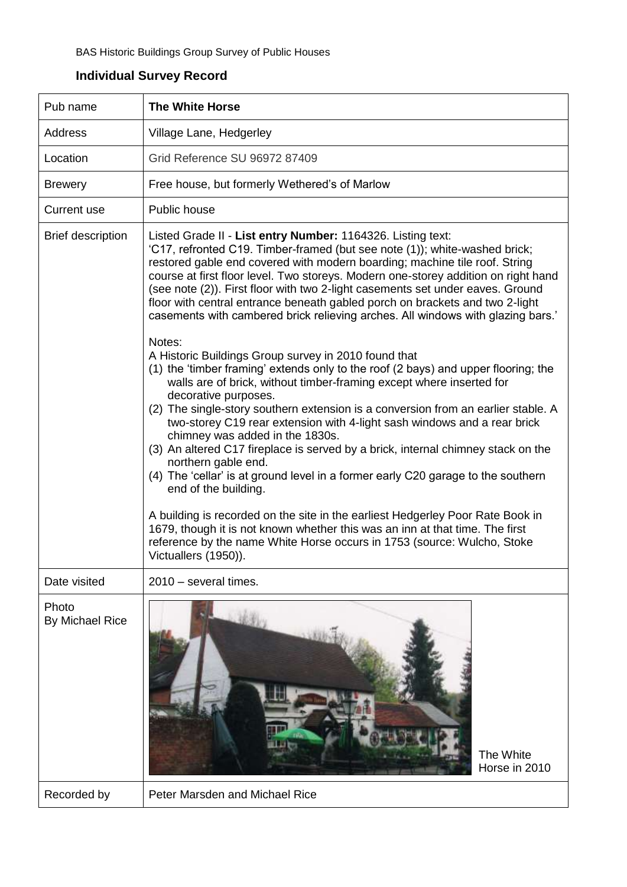BAS Historic Buildings Group Survey of Public Houses

## Individual Survey Record

| | |
|---|---|
| Pub name | **The White Horse** |
| Address | Village Lane, Hedgerley |
| Location | Grid Reference SU 96972 87409 |
| Brewery | Free house, but formerly Wethered's of Marlow |
| Current use | Public house |
| Brief description | Listed Grade II - **List entry Number:** 1164326. Listing text: 'C17, refronted C19. Timber-framed (but see note (1)); white-washed brick; restored gable end covered with modern boarding; machine tile roof. String course at first floor level. Two storeys. Modern one-storey addition on right hand (see note (2)). First floor with two 2-light casements set under eaves. Ground floor with central entrance beneath gabled porch on brackets and two 2-light casements with cambered brick relieving arches. All windows with glazing bars.'<br><br>Notes:<br>A Historic Buildings Group survey in 2010 found that<br>(1) the 'timber framing' extends only to the roof (2 bays) and upper flooring; the walls are of brick, without timber-framing except where inserted for decorative purposes.<br>(2) The single-story southern extension is a conversion from an earlier stable. A two-storey C19 rear extension with 4-light sash windows and a rear brick chimney was added in the 1830s.<br>(3) An altered C17 fireplace is served by a brick, internal chimney stack on the northern gable end.<br>(4) The 'cellar' is at ground level in a former early C20 garage to the southern end of the building.<br><br>A building is recorded on the site in the earliest Hedgerley Poor Rate Book in 1679, though it is not known whether this was an inn at that time. The first reference by the name White Horse occurs in 1753 (source: Wulcho, Stoke Victuallers (1950)). |
| Date visited | 2010 – several times. |
| Photo By Michael Rice | The White Horse in 2010 |
| Recorded by | Peter Marsden and Michael Rice |